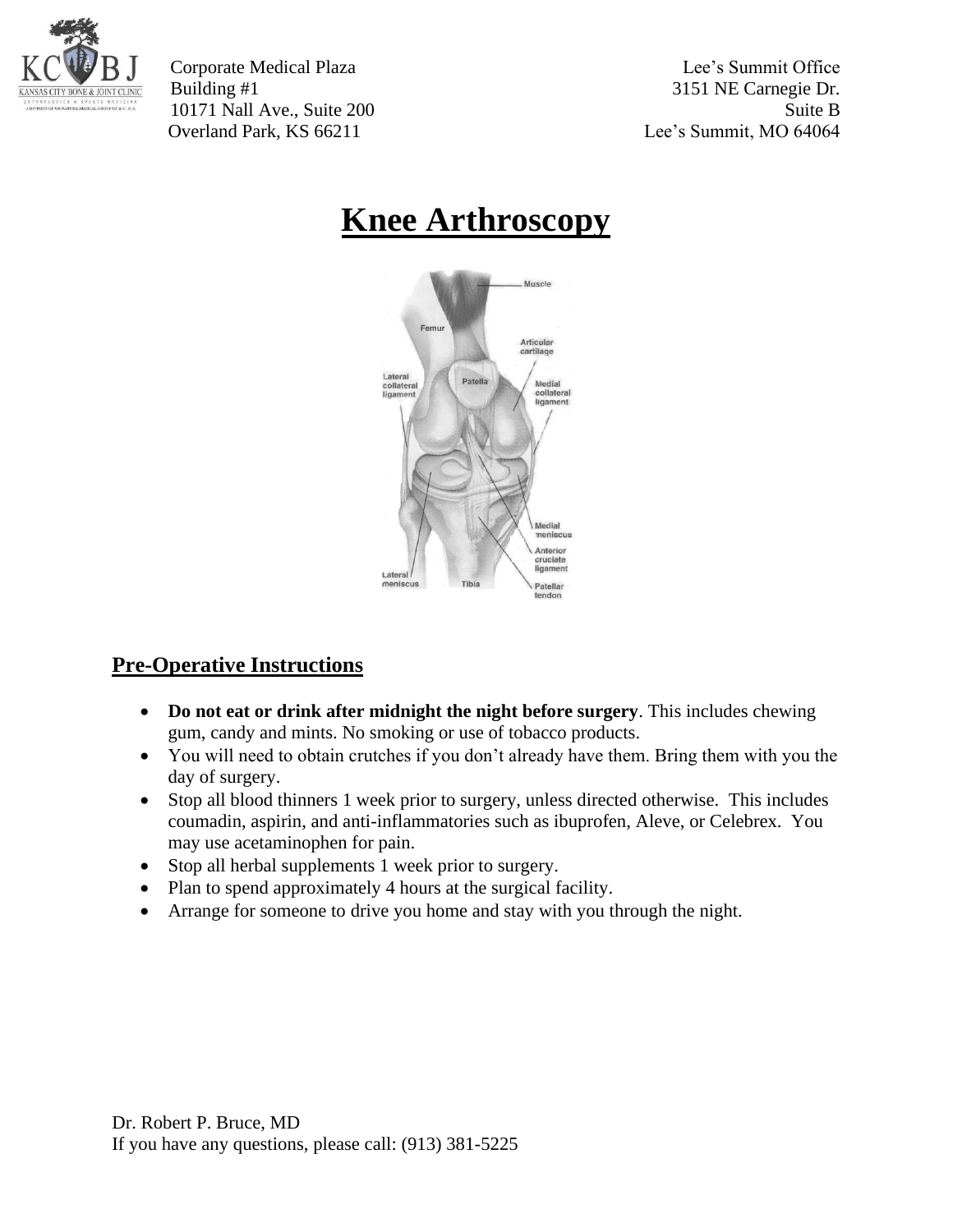Corporate Medical Plaza
Building #1
10171 Nall Ave., Suite 200
Overland Park, KS 66211

Lee's Summit Office
3151 NE Carnegie Dr.
Suite B
Lee's Summit, MO 64064

# Knee Arthroscopy

## Pre-Operative Instructions

- **Do not eat or drink after midnight the night before surgery**. This includes chewing gum, candy and mints. No smoking or use of tobacco products.
- You will need to obtain crutches if you don't already have them. Bring them with you the day of surgery.
- Stop all blood thinners 1 week prior to surgery, unless directed otherwise. This includes coumadin, aspirin, and anti-inflammatories such as ibuprofen, Aleve, or Celebrex. You may use acetaminophen for pain.
- Stop all herbal supplements 1 week prior to surgery.
- Plan to spend approximately 4 hours at the surgical facility.
- Arrange for someone to drive you home and stay with you through the night.

Dr. Robert P. Bruce, MD
If you have any questions, please call: (913) 381-5225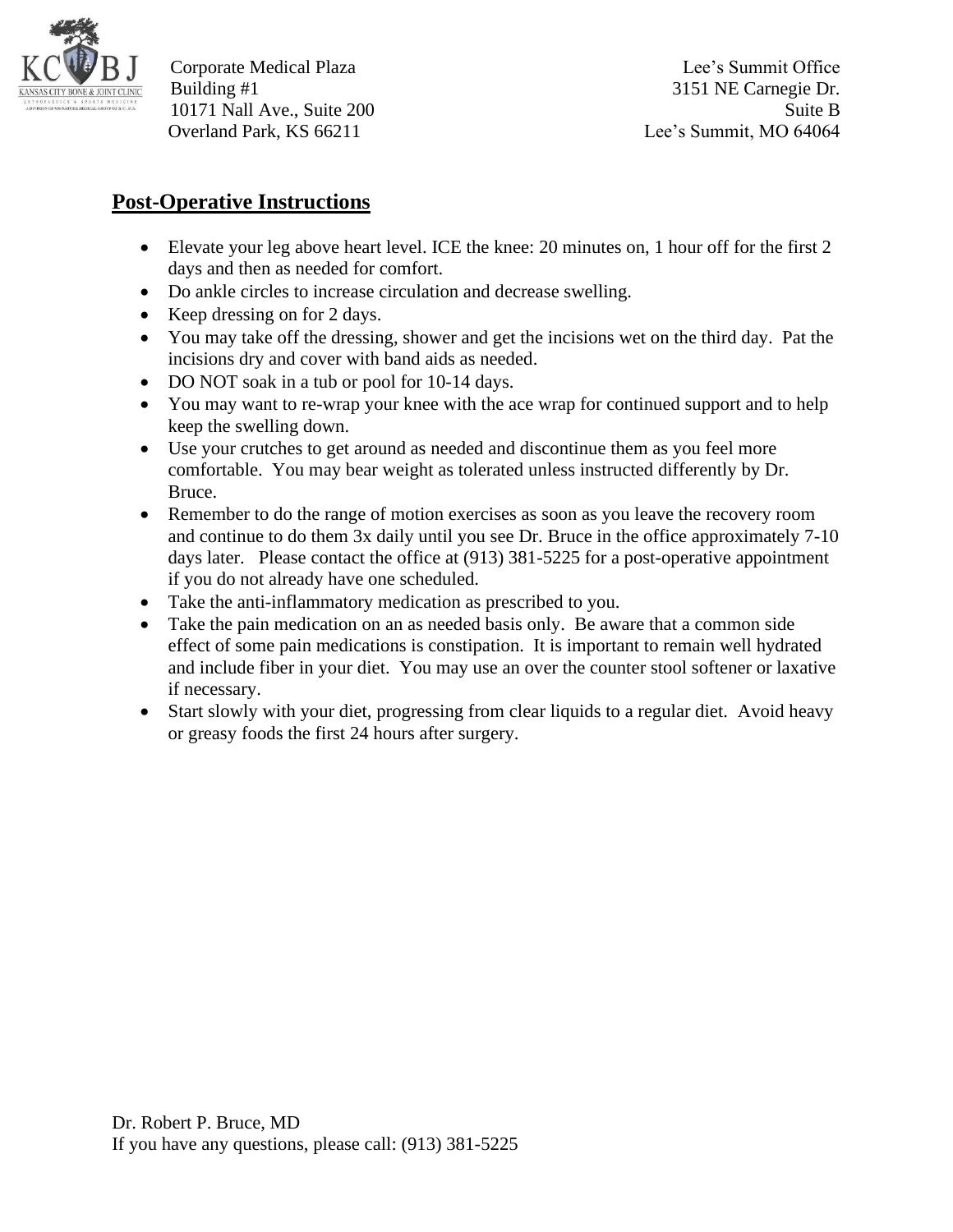Corporate Medical Plaza
Building #1
10171 Nall Ave., Suite 200
Overland Park, KS 66211

Lee's Summit Office
3151 NE Carnegie Dr.
Suite B
Lee's Summit, MO 64064

## **Post-Operative Instructions**

- Elevate your leg above heart level. ICE the knee: 20 minutes on, 1 hour off for the first 2 days and then as needed for comfort.
- Do ankle circles to increase circulation and decrease swelling.
- Keep dressing on for 2 days.
- You may take off the dressing, shower and get the incisions wet on the third day. Pat the incisions dry and cover with band aids as needed.
- DO NOT soak in a tub or pool for 10-14 days.
- You may want to re-wrap your knee with the ace wrap for continued support and to help keep the swelling down.
- Use your crutches to get around as needed and discontinue them as you feel more comfortable. You may bear weight as tolerated unless instructed differently by Dr. Bruce.
- Remember to do the range of motion exercises as soon as you leave the recovery room and continue to do them 3x daily until you see Dr. Bruce in the office approximately 7-10 days later. Please contact the office at (913) 381-5225 for a post-operative appointment if you do not already have one scheduled.
- Take the anti-inflammatory medication as prescribed to you.
- Take the pain medication on an as needed basis only. Be aware that a common side effect of some pain medications is constipation. It is important to remain well hydrated and include fiber in your diet. You may use an over the counter stool softener or laxative if necessary.
- Start slowly with your diet, progressing from clear liquids to a regular diet. Avoid heavy or greasy foods the first 24 hours after surgery.

Dr. Robert P. Bruce, MD
If you have any questions, please call: (913) 381-5225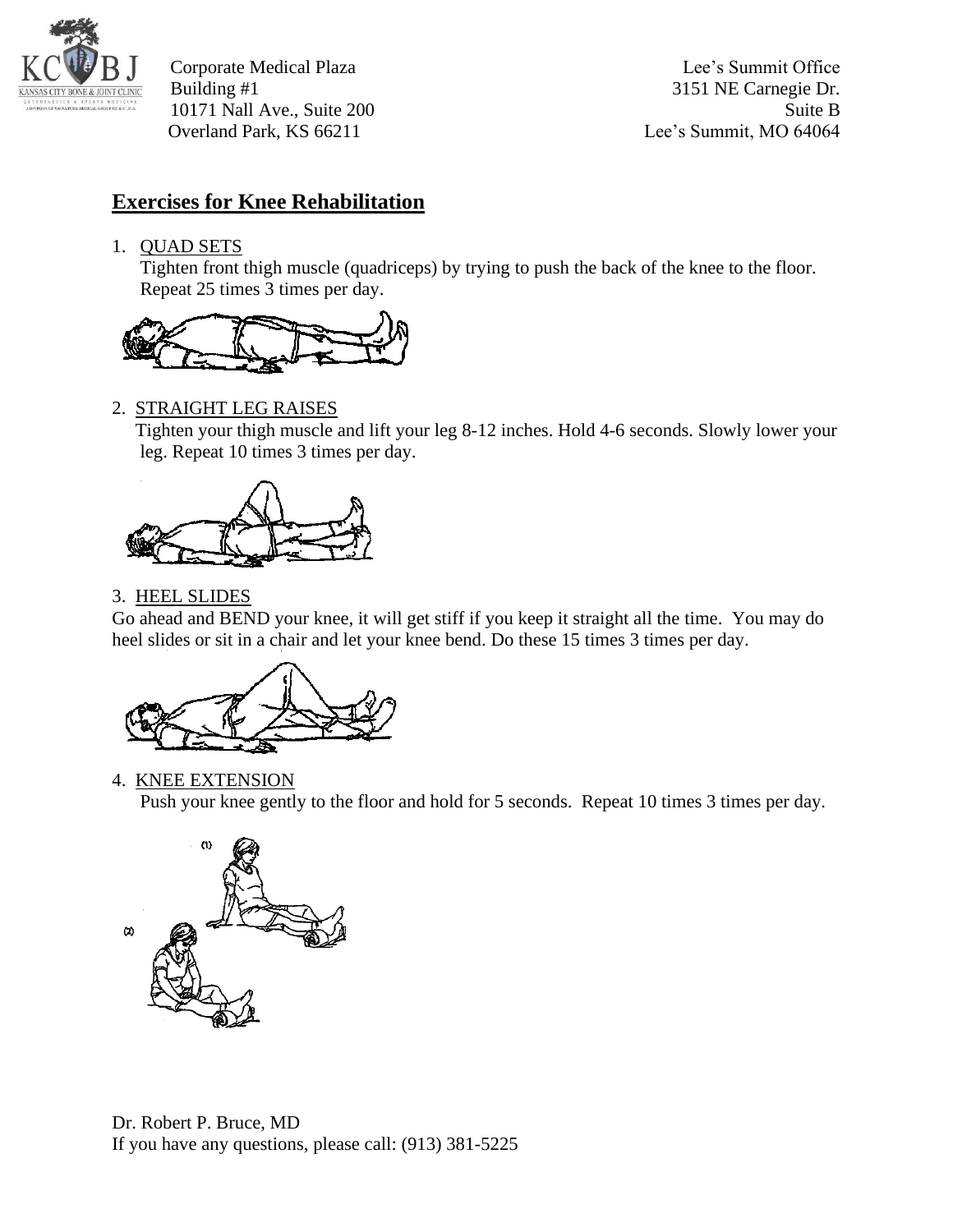Corporate Medical Plaza
Building #1
10171 Nall Ave., Suite 200
Overland Park, KS 66211

Lee's Summit Office
3151 NE Carnegie Dr.
Suite B
Lee's Summit, MO 64064

## Exercises for Knee Rehabilitation

1. QUAD SETS
   Tighten front thigh muscle (quadriceps) by trying to push the back of the knee to the floor. Repeat 25 times 3 times per day.

2. STRAIGHT LEG RAISES
   Tighten your thigh muscle and lift your leg 8-12 inches. Hold 4-6 seconds. Slowly lower your leg. Repeat 10 times 3 times per day.

3. HEEL SLIDES
   Go ahead and BEND your knee, it will get stiff if you keep it straight all the time. You may do heel slides or sit in a chair and let your knee bend. Do these 15 times 3 times per day.

4. KNEE EXTENSION
   Push your knee gently to the floor and hold for 5 seconds. Repeat 10 times 3 times per day.

(1)

(2)

Dr. Robert P. Bruce, MD
If you have any questions, please call: (913) 381-5225